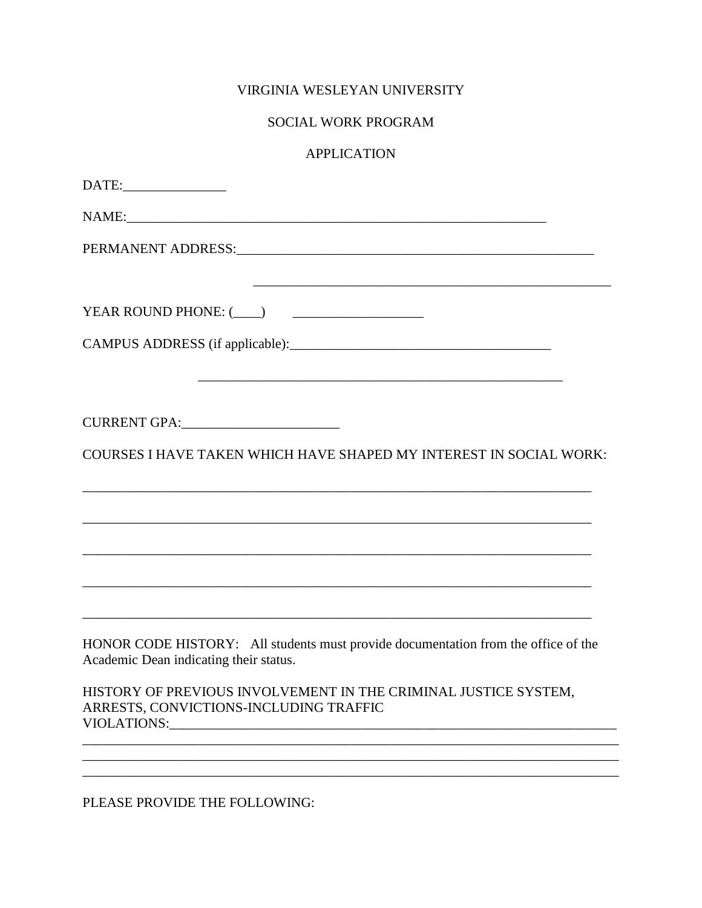VIRGINIA WESLEYAN UNIVERSITY

SOCIAL WORK PROGRAM

APPLICATION

DATE:_______________

NAME:_________________________________________________________________

PERMANENT ADDRESS:______________________________________________________

______________________________________________________

YEAR ROUND PHONE: (____) ___________________

CAMPUS ADDRESS (if applicable):_______________________________________

_______________________________________________________

CURRENT GPA:_______________________

COURSES I HAVE TAKEN WHICH HAVE SHAPED MY INTEREST IN SOCIAL WORK:

___________________________________________________________________________

___________________________________________________________________________

___________________________________________________________________________

___________________________________________________________________________

___________________________________________________________________________

HONOR CODE HISTORY: All students must provide documentation from the office of the Academic Dean indicating their status.

HISTORY OF PREVIOUS INVOLVEMENT IN THE CRIMINAL JUSTICE SYSTEM, ARRESTS, CONVICTIONS-INCLUDING TRAFFIC VIOLATIONS:_____________________________________________________________________
_______________________________________________________________________________
_______________________________________________________________________________
_______________________________________________________________________________

PLEASE PROVIDE THE FOLLOWING: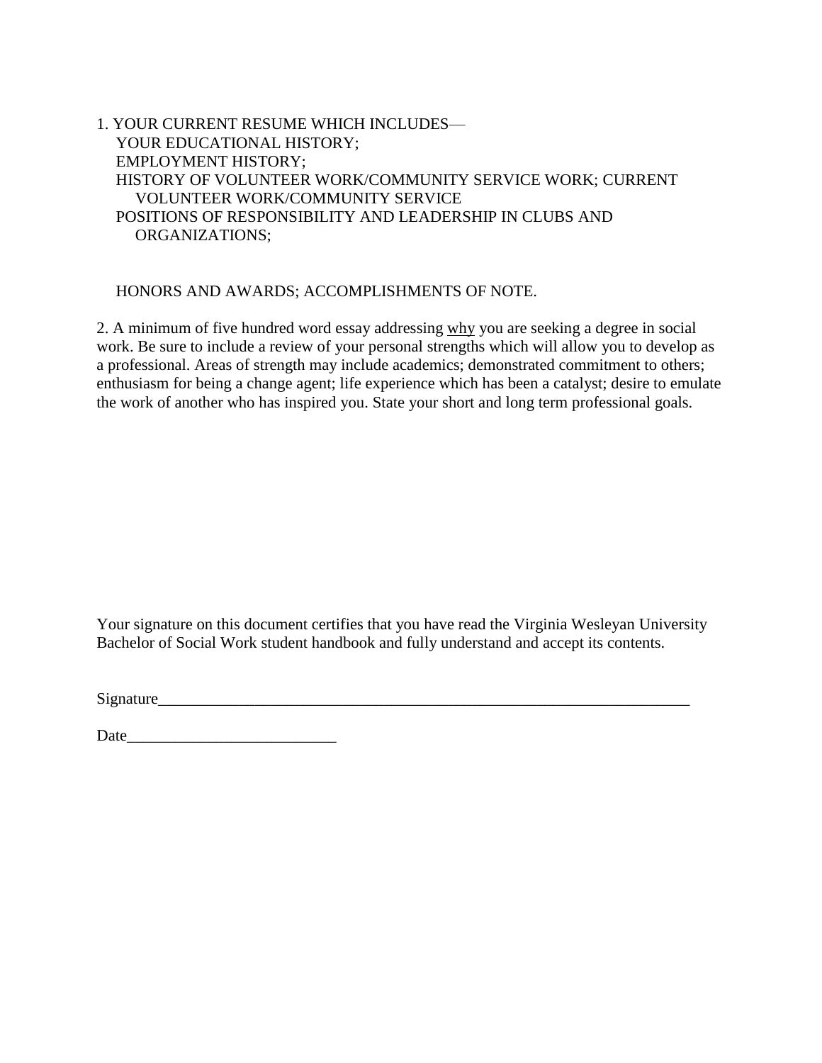1. YOUR CURRENT RESUME WHICH INCLUDES—
    YOUR EDUCATIONAL HISTORY;
    EMPLOYMENT HISTORY;
    HISTORY OF VOLUNTEER WORK/COMMUNITY SERVICE WORK; CURRENT VOLUNTEER WORK/COMMUNITY SERVICE
    POSITIONS OF RESPONSIBILITY AND LEADERSHIP IN CLUBS AND ORGANIZATIONS;

    HONORS AND AWARDS; ACCOMPLISHMENTS OF NOTE.

2. A minimum of five hundred word essay addressing <u>why</u> you are seeking a degree in social work. Be sure to include a review of your personal strengths which will allow you to develop as a professional. Areas of strength may include academics; demonstrated commitment to others; enthusiasm for being a change agent; life experience which has been a catalyst; desire to emulate the work of another who has inspired you. State your short and long term professional goals.

Your signature on this document certifies that you have read the Virginia Wesleyan University Bachelor of Social Work student handbook and fully understand and accept its contents.

Signature_______________________________________________________________________

Date__________________________